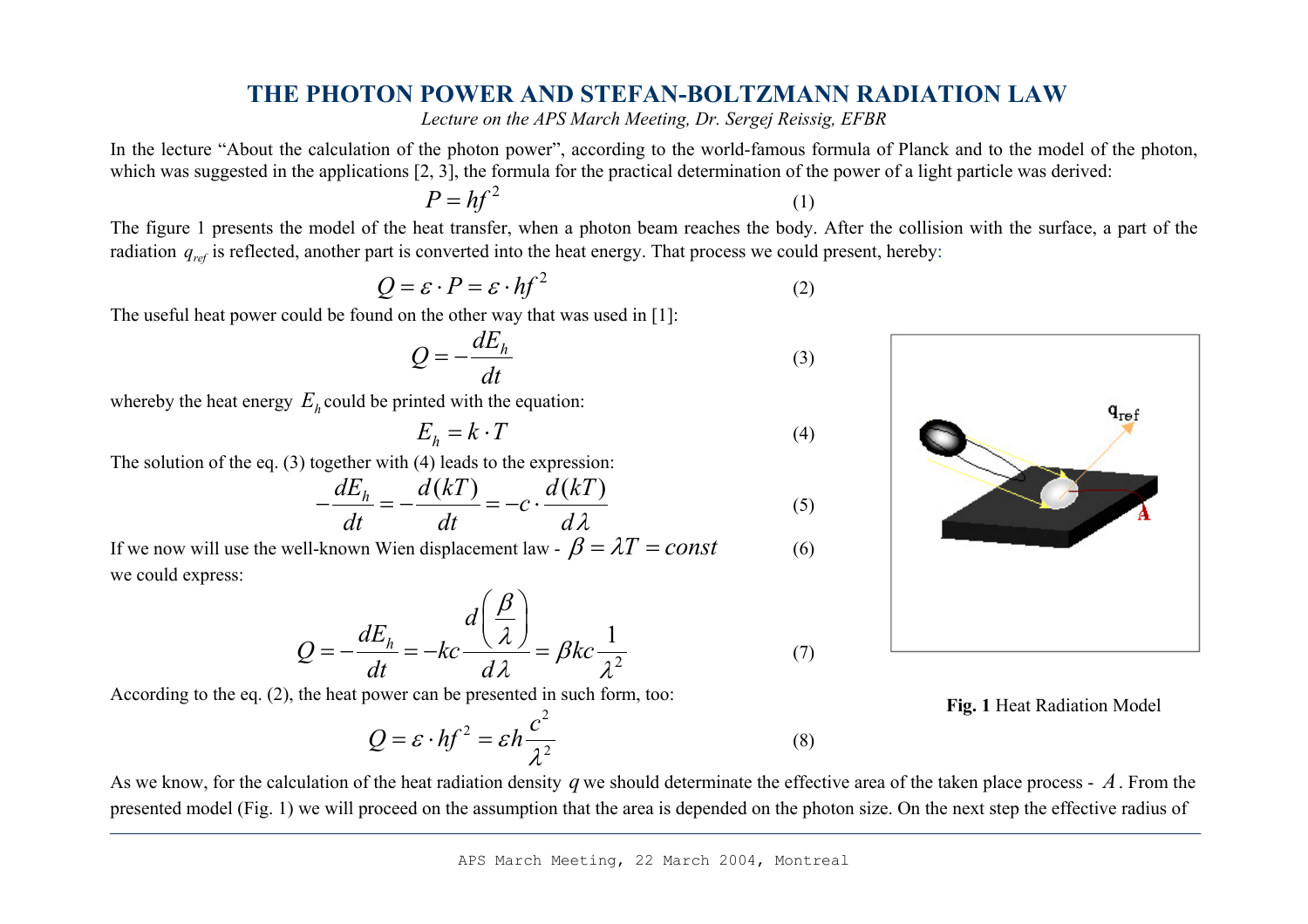# THE PHOTON POWER AND STEFAN-BOLTZMANN RADIATION LAW

*Lecture on the APS March Meeting, Dr. Sergej Reissig, EFBR*

In the lecture "About the calculation of the photon power", according to the world-famous formula of Planck and to the model of the photon, which was suggested in the applications [2, 3], the formula for the practical determination of the power of a light particle was derived:

$$P = hf^2 \tag{1}$$

The figure 1 presents the model of the heat transfer, when a photon beam reaches the body. After the collision with the surface, a part of the radiation $q_{ref}$ is reflected, another part is converted into the heat energy. That process we could present, hereby:

$$Q = \varepsilon \cdot P = \varepsilon \cdot hf^2 \tag{2}$$

The useful heat power could be found on the other way that was used in [1]:

$$Q = -\frac{dE_h}{dt} \tag{3}$$

whereby the heat energy $E_h$ could be printed with the equation:

$$E_h = k \cdot T \tag{4}$$

The solution of the eq. (3) together with (4) leads to the expression:

$$-\frac{dE_h}{dt} = -\frac{d(kT)}{dt} = -c \cdot \frac{d(kT)}{d\lambda} \tag{5}$$

If we now will use the well-known Wien displacement law - $\beta = \lambda T = const$ (6)

we could express:

$$Q = -\frac{dE_h}{dt} = -kc\frac{d\left(\frac{\beta}{\lambda}\right)}{d\lambda} = \beta kc\frac{1}{\lambda^2} \tag{7}$$

According to the eq. (2), the heat power can be presented in such form, too:

$$Q = \varepsilon \cdot hf^2 = \varepsilon h\frac{c^2}{\lambda^2} \tag{8}$$

**Fig. 1** Heat Radiation Model

As we know, for the calculation of the heat radiation density $q$ we should determinate the effective area of the taken place process - $A$. From the presented model (Fig. 1) we will proceed on the assumption that the area is depended on the photon size. On the next step the effective radius of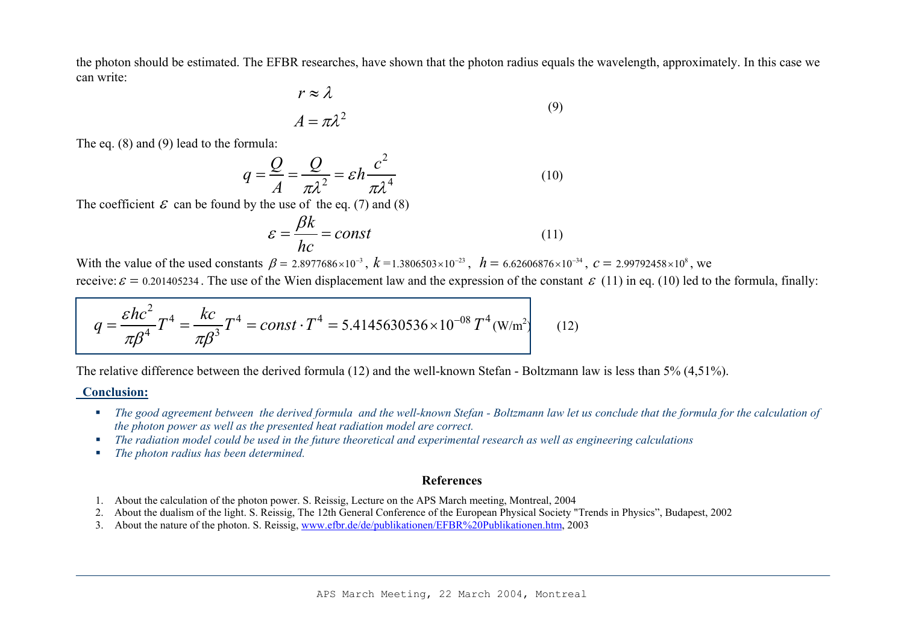the photon should be estimated. The EFBR researches, have shown that the photon radius equals the wavelength, approximately. In this case we can write:

$$r \approx \lambda$$
$$A = \pi\lambda^2 \qquad (9)$$

The eq. (8) and (9) lead to the formula:

$$q = \frac{Q}{A} = \frac{Q}{\pi\lambda^2} = \varepsilon h \frac{c^2}{\pi\lambda^4} \qquad (10)$$

The coefficient $\varepsilon$ can be found by the use of the eq. (7) and (8)

$$\varepsilon = \frac{\beta k}{hc} = const \qquad (11)$$

With the value of the used constants $\beta = 2.8977686 \times 10^{-3}$, $k = 1.3806503 \times 10^{-23}$, $h = 6.62606876 \times 10^{-34}$, $c = 2.99792458 \times 10^{8}$, we receive: $\varepsilon = 0.201405234$. The use of the Wien displacement law and the expression of the constant $\varepsilon$ (11) in eq. (10) led to the formula, finally:

$$q = \frac{\varepsilon h c^2}{\pi\beta^4} T^4 = \frac{kc}{\pi\beta^3} T^4 = const \cdot T^4 = 5.4145630536 \times 10^{-08}\, T^4 \,(\mathrm{W/m^2}) \qquad (12)$$

The relative difference between the derived formula (12) and the well-known Stefan - Boltzmann law is less than 5% (4,51%).

## Conclusion:

- *The good agreement between the derived formula and the well-known Stefan - Boltzmann law let us conclude that the formula for the calculation of the photon power as well as the presented heat radiation model are correct.*
- *The radiation model could be used in the future theoretical and experimental research as well as engineering calculations*
- *The photon radius has been determined.*

## References

1. About the calculation of the photon power. S. Reissig, Lecture on the APS March meeting, Montreal, 2004
2. About the dualism of the light. S. Reissig, The 12th General Conference of the European Physical Society "Trends in Physics", Budapest, 2002
3. About the nature of the photon. S. Reissig, www.efbr.de/de/publikationen/EFBR%20Publikationen.htm, 2003